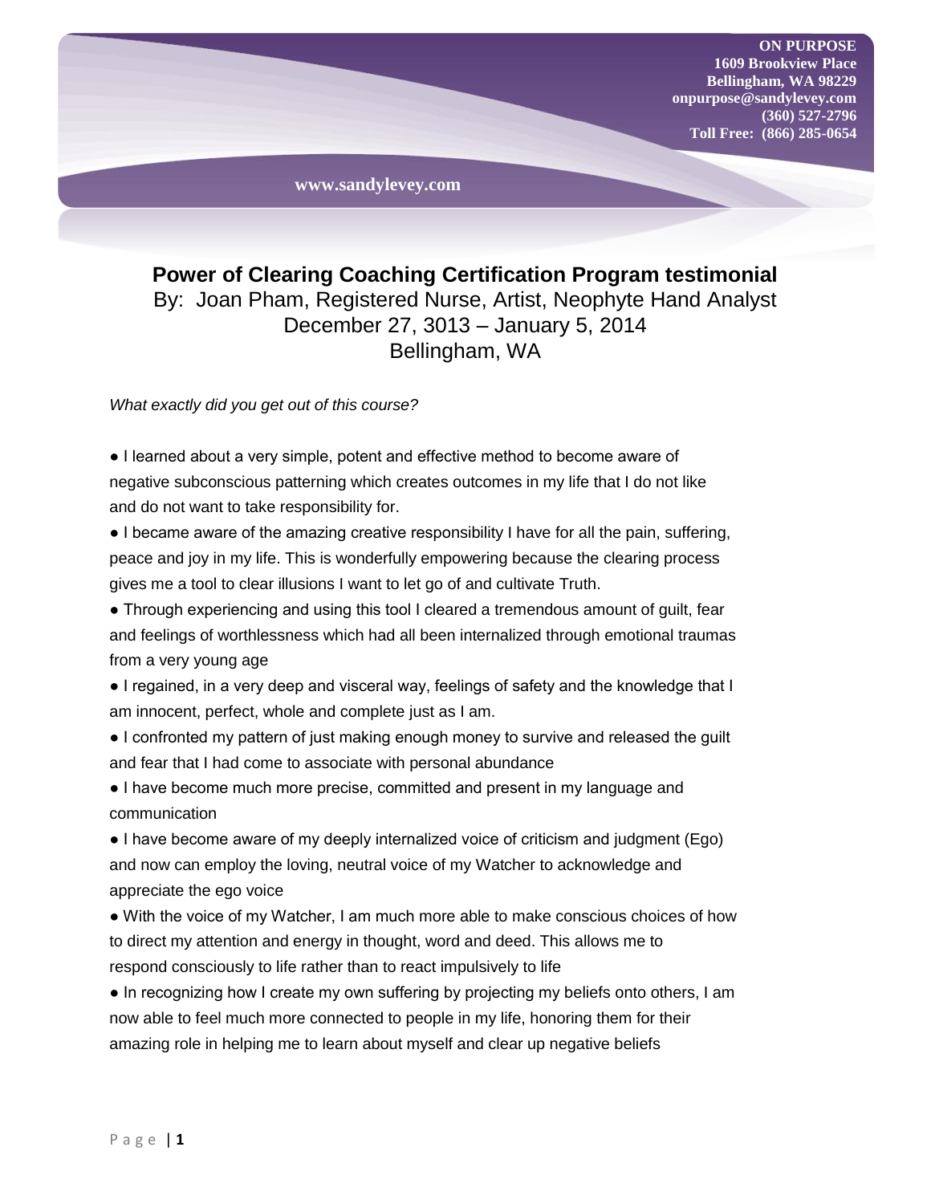**ON PURPOSE**
**1609 Brookview Place**
**Bellingham, WA 98229**
**onpurpose@sandylevey.com**
**(360) 527-2796**
**Toll Free: (866) 285-0654**

**www.sandylevey.com**

# Power of Clearing Coaching Certification Program testimonial

By: Joan Pham, Registered Nurse, Artist, Neophyte Hand Analyst
December 27, 3013 – January 5, 2014
Bellingham, WA

*What exactly did you get out of this course?*

● I learned about a very simple, potent and effective method to become aware of negative subconscious patterning which creates outcomes in my life that I do not like and do not want to take responsibility for.

● I became aware of the amazing creative responsibility I have for all the pain, suffering, peace and joy in my life. This is wonderfully empowering because the clearing process gives me a tool to clear illusions I want to let go of and cultivate Truth.

● Through experiencing and using this tool I cleared a tremendous amount of guilt, fear and feelings of worthlessness which had all been internalized through emotional traumas from a very young age

● I regained, in a very deep and visceral way, feelings of safety and the knowledge that I am innocent, perfect, whole and complete just as I am.

● I confronted my pattern of just making enough money to survive and released the guilt and fear that I had come to associate with personal abundance

● I have become much more precise, committed and present in my language and communication

● I have become aware of my deeply internalized voice of criticism and judgment (Ego) and now can employ the loving, neutral voice of my Watcher to acknowledge and appreciate the ego voice

● With the voice of my Watcher, I am much more able to make conscious choices of how to direct my attention and energy in thought, word and deed. This allows me to respond consciously to life rather than to react impulsively to life

● In recognizing how I create my own suffering by projecting my beliefs onto others, I am now able to feel much more connected to people in my life, honoring them for their amazing role in helping me to learn about myself and clear up negative beliefs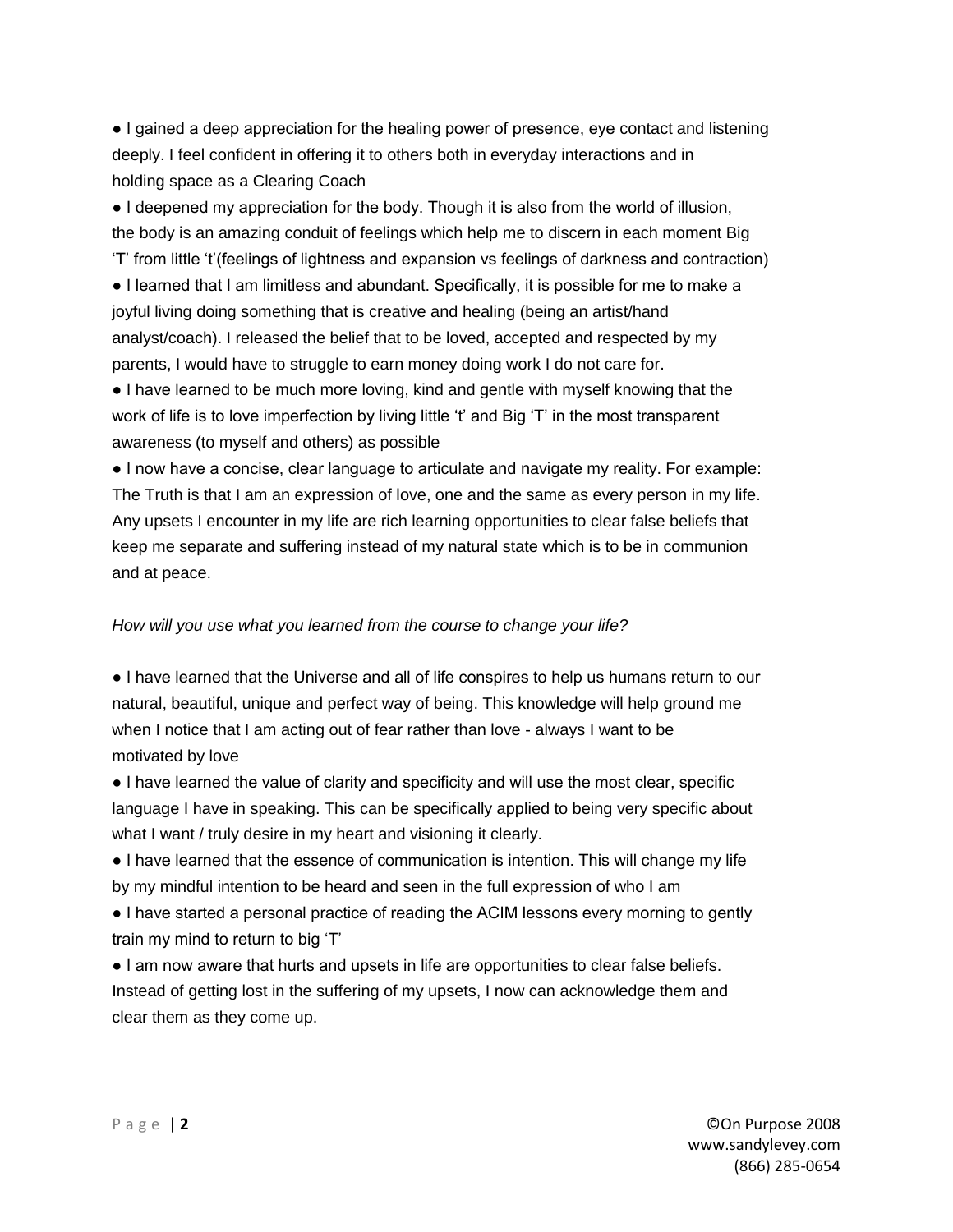● I gained a deep appreciation for the healing power of presence, eye contact and listening deeply. I feel confident in offering it to others both in everyday interactions and in holding space as a Clearing Coach

● I deepened my appreciation for the body. Though it is also from the world of illusion, the body is an amazing conduit of feelings which help me to discern in each moment Big 'T' from little 't'(feelings of lightness and expansion vs feelings of darkness and contraction)

● I learned that I am limitless and abundant. Specifically, it is possible for me to make a joyful living doing something that is creative and healing (being an artist/hand analyst/coach). I released the belief that to be loved, accepted and respected by my parents, I would have to struggle to earn money doing work I do not care for.

● I have learned to be much more loving, kind and gentle with myself knowing that the work of life is to love imperfection by living little 't' and Big 'T' in the most transparent awareness (to myself and others) as possible

● I now have a concise, clear language to articulate and navigate my reality. For example: The Truth is that I am an expression of love, one and the same as every person in my life. Any upsets I encounter in my life are rich learning opportunities to clear false beliefs that keep me separate and suffering instead of my natural state which is to be in communion and at peace.

*How will you use what you learned from the course to change your life?*

● I have learned that the Universe and all of life conspires to help us humans return to our natural, beautiful, unique and perfect way of being. This knowledge will help ground me when I notice that I am acting out of fear rather than love - always I want to be motivated by love

● I have learned the value of clarity and specificity and will use the most clear, specific language I have in speaking. This can be specifically applied to being very specific about what I want / truly desire in my heart and visioning it clearly.

● I have learned that the essence of communication is intention. This will change my life by my mindful intention to be heard and seen in the full expression of who I am

● I have started a personal practice of reading the ACIM lessons every morning to gently train my mind to return to big 'T'

● I am now aware that hurts and upsets in life are opportunities to clear false beliefs. Instead of getting lost in the suffering of my upsets, I now can acknowledge them and clear them as they come up.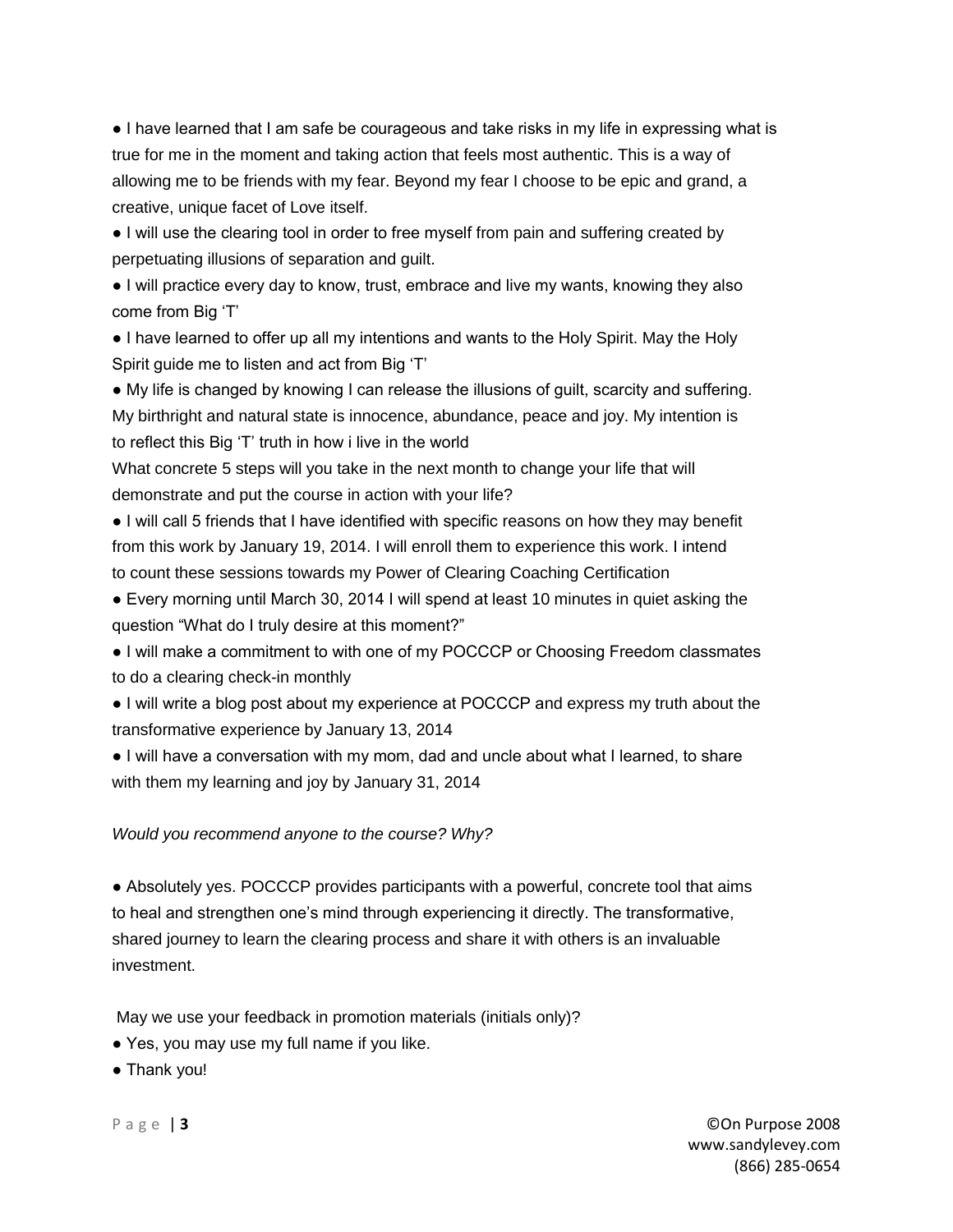- I have learned that I am safe be courageous and take risks in my life in expressing what is true for me in the moment and taking action that feels most authentic. This is a way of allowing me to be friends with my fear. Beyond my fear I choose to be epic and grand, a creative, unique facet of Love itself.
- I will use the clearing tool in order to free myself from pain and suffering created by perpetuating illusions of separation and guilt.
- I will practice every day to know, trust, embrace and live my wants, knowing they also come from Big 'T'
- I have learned to offer up all my intentions and wants to the Holy Spirit. May the Holy Spirit guide me to listen and act from Big 'T'
- My life is changed by knowing I can release the illusions of guilt, scarcity and suffering. My birthright and natural state is innocence, abundance, peace and joy. My intention is to reflect this Big 'T' truth in how i live in the world

What concrete 5 steps will you take in the next month to change your life that will demonstrate and put the course in action with your life?

- I will call 5 friends that I have identified with specific reasons on how they may benefit from this work by January 19, 2014. I will enroll them to experience this work. I intend to count these sessions towards my Power of Clearing Coaching Certification
- Every morning until March 30, 2014 I will spend at least 10 minutes in quiet asking the question "What do I truly desire at this moment?"
- I will make a commitment to with one of my POCCCP or Choosing Freedom classmates to do a clearing check-in monthly
- I will write a blog post about my experience at POCCCP and express my truth about the transformative experience by January 13, 2014
- I will have a conversation with my mom, dad and uncle about what I learned, to share with them my learning and joy by January 31, 2014

*Would you recommend anyone to the course? Why?*

- Absolutely yes. POCCCP provides participants with a powerful, concrete tool that aims to heal and strengthen one's mind through experiencing it directly. The transformative, shared journey to learn the clearing process and share it with others is an invaluable investment.

May we use your feedback in promotion materials (initials only)?

- Yes, you may use my full name if you like.
- Thank you!

©On Purpose 2008
www.sandylevey.com
(866) 285-0654